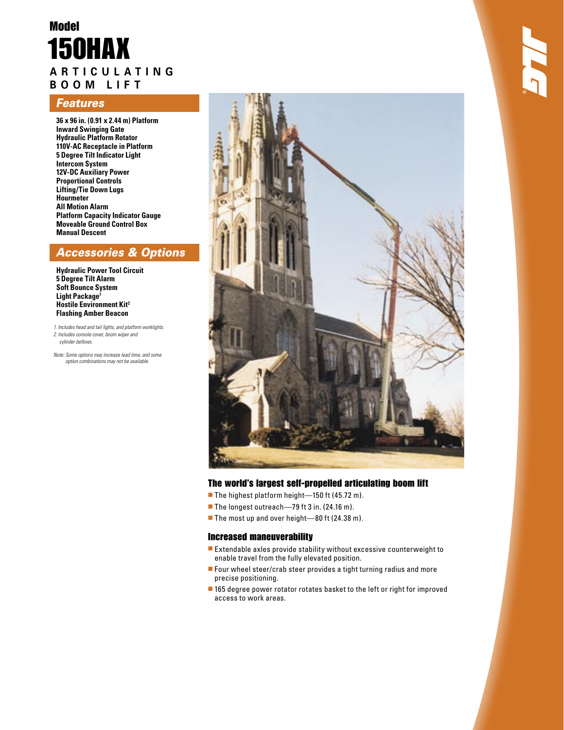# Model 150HAX

## ARTICULATING BOOM LIFT

## Features

**36 x 96 in. (0.91 x 2.44 m) Platform**
**Inward Swinging Gate**
**Hydraulic Platform Rotator**
**110V-AC Receptacle in Platform**
**5 Degree Tilt Indicator Light**
**Intercom System**
**12V-DC Auxiliary Power**
**Proportional Controls**
**Lifting/Tie Down Lugs**
**Hourmeter**
**All Motion Alarm**
**Platform Capacity Indicator Gauge**
**Moveable Ground Control Box**
**Manual Descent**

## Accessories & Options

**Hydraulic Power Tool Circuit**
**5 Degree Tilt Alarm**
**Soft Bounce System**
**Light Package[1]**
**Hostile Environment Kit[2]**
**Flashing Amber Beacon**

*1. Includes head and tail lights, and platform worklights.*
*2. Includes console cover, boom wiper and cylinder bellows.*

*Note: Some options may increase lead time, and some option combinations may not be available.*

### The world's largest self-propelled articulating boom lift

- The highest platform height—150 ft (45.72 m).
- The longest outreach—79 ft 3 in. (24.16 m).
- The most up and over height—80 ft (24.38 m).

### Increased maneuverability

- Extendable axles provide stability without excessive counterweight to enable travel from the fully elevated position.
- Four wheel steer/crab steer provides a tight turning radius and more precise positioning.
- 165 degree power rotator rotates basket to the left or right for improved access to work areas.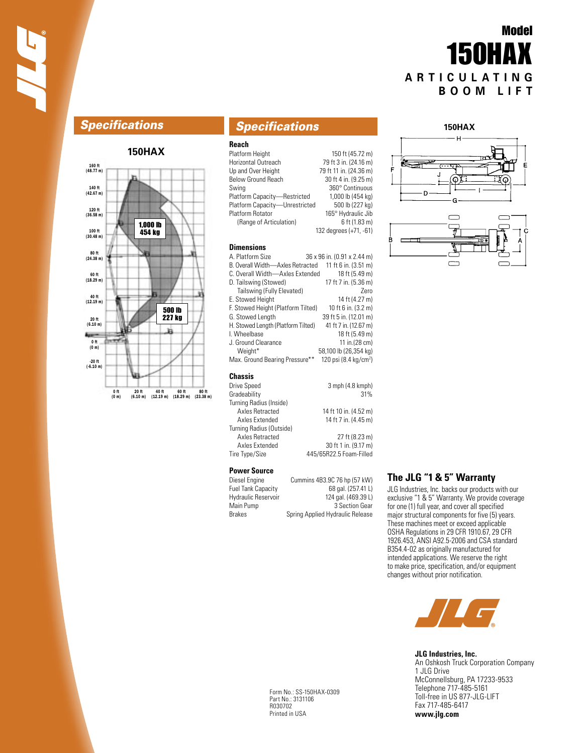# Model 150HAX

**ARTICULATING BOOM LIFT**

## Specifications

150HAX

160 ft (48.77 m)
140 ft (42.67 m)
120 ft (36.58 m)
100 ft (30.48 m)
80 ft (24.38 m)
60 ft (18.29 m)
40 ft (12.19 m)
20 ft (6.10 m)
0 ft (0 m)
-20 ft (-6.10 m)

0 ft (0 m)
20 ft (6.10 m)
40 ft (12.19 m)
60 ft (18.29 m)
80 ft (23.38 m)

1,000 lb
454 kg

500 lb
227 kg

## Specifications

### Reach

| | |
|---|---|
| Platform Height | 150 ft (45.72 m) |
| Horizontal Outreach | 79 ft 3 in. (24.16 m) |
| Up and Over Height | 79 ft 11 in. (24.36 m) |
| Below Ground Reach | 30 ft 4 in. (9.25 m) |
| Swing | 360° Continuous |
| Platform Capacity—Restricted | 1,000 lb (454 kg) |
| Platform Capacity—Unrestricted | 500 lb (227 kg) |
| Platform Rotator | 165° Hydraulic Jib |
| (Range of Articulation) | 6 ft (1.83 m) |
| | 132 degrees (+71, -61) |

### Dimensions

| | |
|---|---|
| A. Platform Size | 36 x 96 in. (0.91 x 2.44 m) |
| B. Overall Width—Axles Retracted | 11 ft 6 in. (3.51 m) |
| C. Overall Width—Axles Extended | 18 ft (5.49 m) |
| D. Tailswing (Stowed) | 17 ft 7 in. (5.36 m) |
| Tailswing (Fully Elevated) | Zero |
| E. Stowed Height | 14 ft (4.27 m) |
| F. Stowed Height (Platform Tilted) | 10 ft 6 in. (3.2 m) |
| G. Stowed Length | 39 ft 5 in. (12.01 m) |
| H. Stowed Length (Platform Tilted) | 41 ft 7 in. (12.67 m) |
| I. Wheelbase | 18 ft (5.49 m) |
| J. Ground Clearance | 11 in.(28 cm) |
| Weight* | 58,100 lb (26,354 kg) |
| Max. Ground Bearing Pressure** | 120 psi (8.4 kg/cm$^2$) |

### Chassis

| | |
|---|---|
| Drive Speed | 3 mph (4.8 kmph) |
| Gradeability | 31% |
| Turning Radius (Inside) | |
| Axles Retracted | 14 ft 10 in. (4.52 m) |
| Axles Extended | 14 ft 7 in. (4.45 m) |
| Turning Radius (Outside) | |
| Axles Retracted | 27 ft (8.23 m) |
| Axles Extended | 30 ft 1 in. (9.17 m) |
| Tire Type/Size | 445/65R22.5 Foam-Filled |

### Power Source

| | |
|---|---|
| Diesel Engine | Cummins 4B3.9C 76 hp (57 kW) |
| Fuel Tank Capacity | 68 gal. (257.41 L) |
| Hydraulic Reservoir | 124 gal. (469.39 L) |
| Main Pump | 3 Section Gear |
| Brakes | Spring Applied Hydraulic Release |

150HAX

H, E, F, J, I, D, G, B, C, A

## The JLG "1 & 5" Warranty

JLG Industries, Inc. backs our products with our exclusive "1 & 5" Warranty. We provide coverage for one (1) full year, and cover all specified major structural components for five (5) years. These machines meet or exceed applicable OSHA Regulations in 29 CFR 1910.67, 29 CFR 1926.453, ANSI A92.5-2006 and CSA standard B354.4-02 as originally manufactured for intended applications. We reserve the right to make price, specification, and/or equipment changes without prior notification.

**JLG Industries, Inc.**
An Oshkosh Truck Corporation Company
1 JLG Drive
McConnellsburg, PA 17233-9533
Telephone 717-485-5161
Toll-free in US 877-JLG-LIFT
Fax 717-485-6417
**www.jlg.com**

Form No.: SS-150HAX-0309
Part No.: 3131106
R030702
Printed in USA